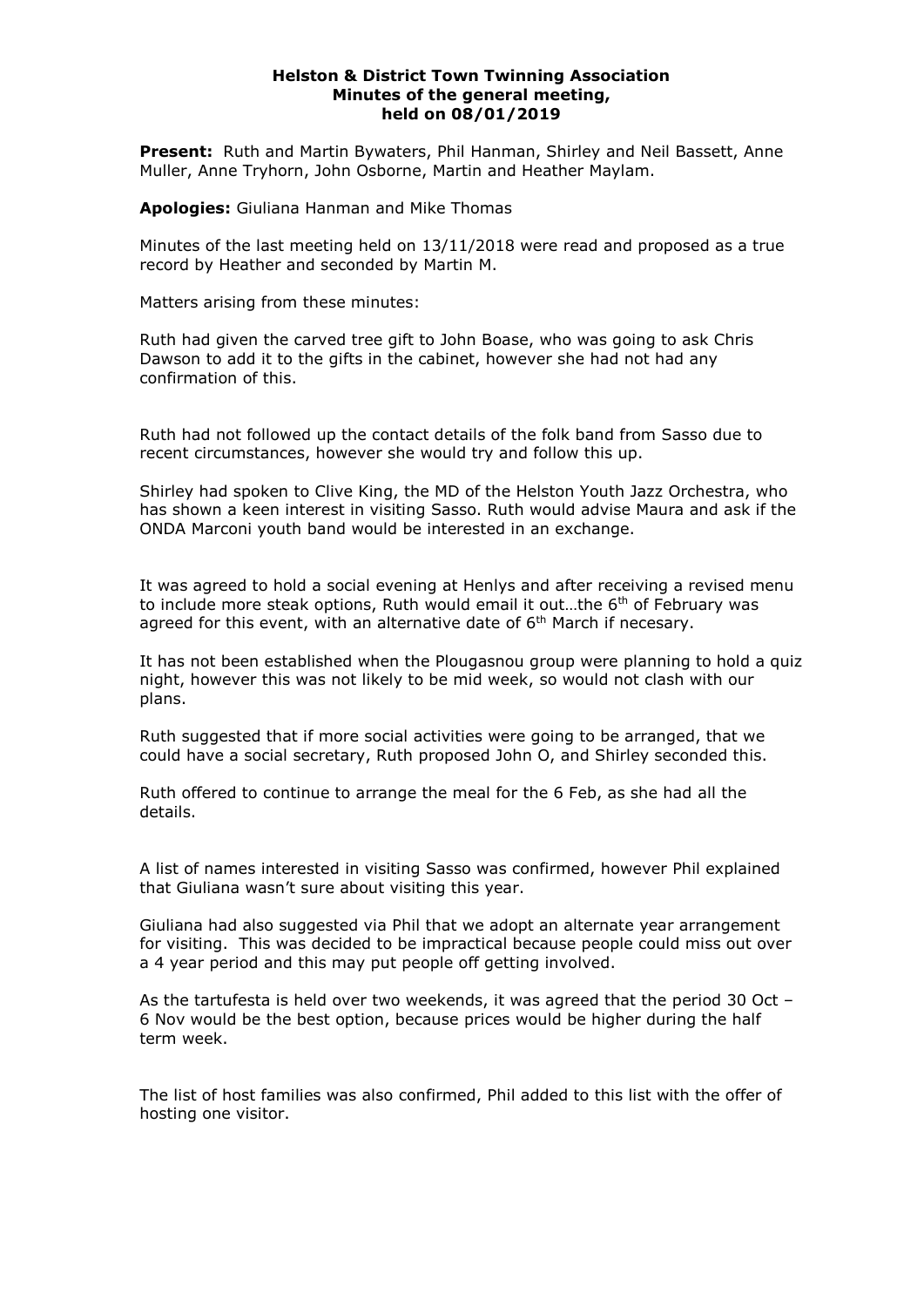**Helston & District Town Twinning Association**
**Minutes of the general meeting,**
**held on 08/01/2019**

**Present:** Ruth and Martin Bywaters, Phil Hanman, Shirley and Neil Bassett, Anne Muller, Anne Tryhorn, John Osborne, Martin and Heather Maylam.

**Apologies:** Giuliana Hanman and Mike Thomas

Minutes of the last meeting held on 13/11/2018 were read and proposed as a true record by Heather and seconded by Martin M.

Matters arising from these minutes:

Ruth had given the carved tree gift to John Boase, who was going to ask Chris Dawson to add it to the gifts in the cabinet, however she had not had any confirmation of this.

Ruth had not followed up the contact details of the folk band from Sasso due to recent circumstances, however she would try and follow this up.

Shirley had spoken to Clive King, the MD of the Helston Youth Jazz Orchestra, who has shown a keen interest in visiting Sasso. Ruth would advise Maura and ask if the ONDA Marconi youth band would be interested in an exchange.

It was agreed to hold a social evening at Henlys and after receiving a revised menu to include more steak options, Ruth would email it out…the 6th of February was agreed for this event, with an alternative date of 6th March if necesary.

It has not been established when the Plougasnou group were planning to hold a quiz night, however this was not likely to be mid week, so would not clash with our plans.

Ruth suggested that if more social activities were going to be arranged, that we could have a social secretary, Ruth proposed John O, and Shirley seconded this.

Ruth offered to continue to arrange the meal for the 6 Feb, as she had all the details.

A list of names interested in visiting Sasso was confirmed, however Phil explained that Giuliana wasn't sure about visiting this year.

Giuliana had also suggested via Phil that we adopt an alternate year arrangement for visiting. This was decided to be impractical because people could miss out over a 4 year period and this may put people off getting involved.

As the tartufesta is held over two weekends, it was agreed that the period 30 Oct – 6 Nov would be the best option, because prices would be higher during the half term week.

The list of host families was also confirmed, Phil added to this list with the offer of hosting one visitor.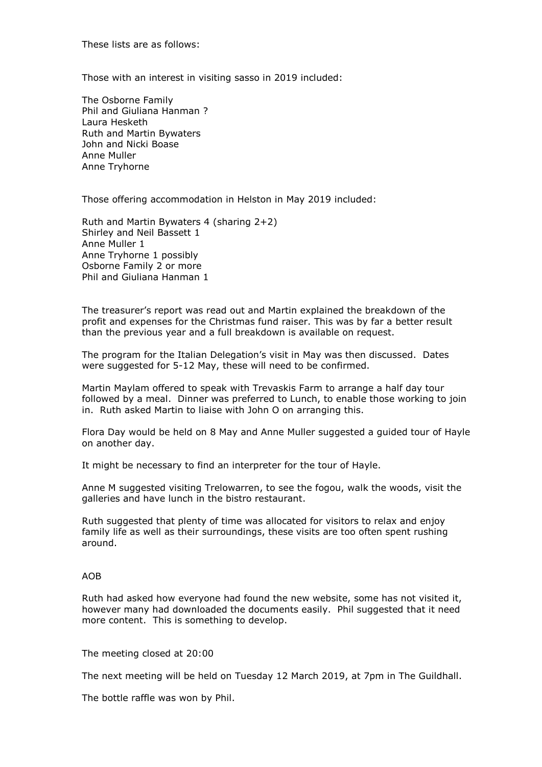These lists are as follows:

Those with an interest in visiting sasso in 2019 included:

The Osborne Family
Phil and Giuliana Hanman ?
Laura Hesketh
Ruth and Martin Bywaters
John and Nicki Boase
Anne Muller
Anne Tryhorne

Those offering accommodation in Helston in May 2019 included:

Ruth and Martin Bywaters 4 (sharing 2+2)
Shirley and Neil Bassett 1
Anne Muller 1
Anne Tryhorne 1 possibly
Osborne Family 2 or more
Phil and Giuliana Hanman 1

The treasurer's report was read out and Martin explained the breakdown of the profit and expenses for the Christmas fund raiser. This was by far a better result than the previous year and a full breakdown is available on request.

The program for the Italian Delegation's visit in May was then discussed. Dates were suggested for 5-12 May, these will need to be confirmed.

Martin Maylam offered to speak with Trevaskis Farm to arrange a half day tour followed by a meal. Dinner was preferred to Lunch, to enable those working to join in. Ruth asked Martin to liaise with John O on arranging this.

Flora Day would be held on 8 May and Anne Muller suggested a guided tour of Hayle on another day.

It might be necessary to find an interpreter for the tour of Hayle.

Anne M suggested visiting Trelowarren, to see the fogou, walk the woods, visit the galleries and have lunch in the bistro restaurant.

Ruth suggested that plenty of time was allocated for visitors to relax and enjoy family life as well as their surroundings, these visits are too often spent rushing around.

AOB

Ruth had asked how everyone had found the new website, some has not visited it, however many had downloaded the documents easily. Phil suggested that it need more content. This is something to develop.

The meeting closed at 20:00

The next meeting will be held on Tuesday 12 March 2019, at 7pm in The Guildhall.

The bottle raffle was won by Phil.